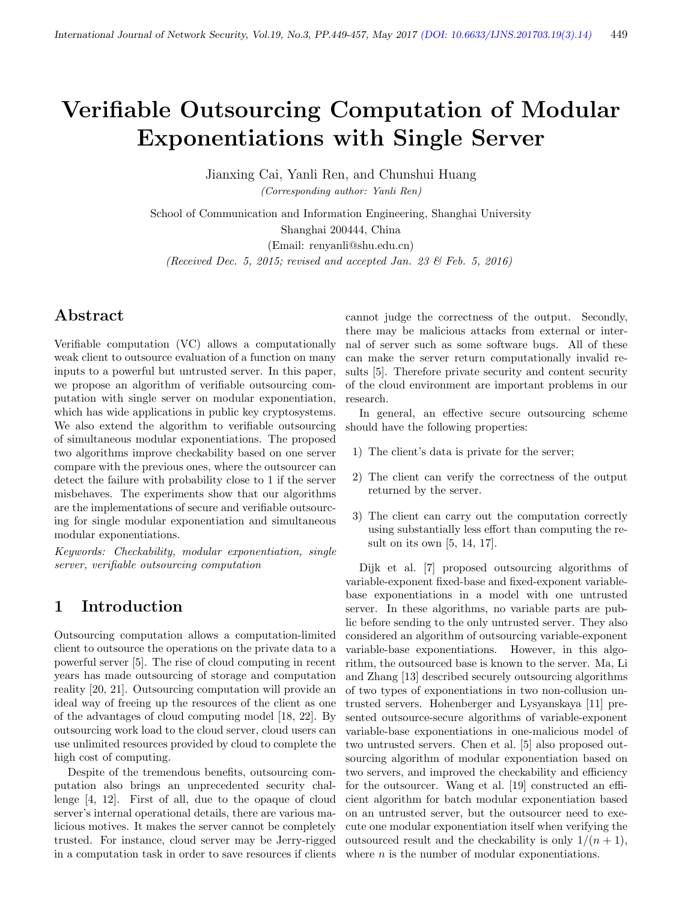# Verifiable Outsourcing Computation of Modular Exponentiations with Single Server

Jianxing Cai, Yanli Ren, and Chunshui Huang

*(Corresponding author: Yanli Ren)*

School of Communication and Information Engineering, Shanghai University

Shanghai 200444, China

(Email: renyanli@shu.edu.cn)

*(Received Dec. 5, 2015; revised and accepted Jan. 23 & Feb. 5, 2016)*

## Abstract

Verifiable computation (VC) allows a computationally weak client to outsource evaluation of a function on many inputs to a powerful but untrusted server. In this paper, we propose an algorithm of verifiable outsourcing computation with single server on modular exponentiation, which has wide applications in public key cryptosystems. We also extend the algorithm to verifiable outsourcing of simultaneous modular exponentiations. The proposed two algorithms improve checkability based on one server compare with the previous ones, where the outsourcer can detect the failure with probability close to 1 if the server misbehaves. The experiments show that our algorithms are the implementations of secure and verifiable outsourcing for single modular exponentiation and simultaneous modular exponentiations.

*Keywords: Checkability, modular exponentiation, single server, verifiable outsourcing computation*

## 1 Introduction

Outsourcing computation allows a computation-limited client to outsource the operations on the private data to a powerful server [5]. The rise of cloud computing in recent years has made outsourcing of storage and computation reality [20, 21]. Outsourcing computation will provide an ideal way of freeing up the resources of the client as one of the advantages of cloud computing model [18, 22]. By outsourcing work load to the cloud server, cloud users can use unlimited resources provided by cloud to complete the high cost of computing.

Despite of the tremendous benefits, outsourcing computation also brings an unprecedented security challenge [4, 12]. First of all, due to the opaque of cloud server's internal operational details, there are various malicious motives. It makes the server cannot be completely trusted. For instance, cloud server may be Jerry-rigged in a computation task in order to save resources if clients cannot judge the correctness of the output. Secondly, there may be malicious attacks from external or internal of server such as some software bugs. All of these can make the server return computationally invalid results [5]. Therefore private security and content security of the cloud environment are important problems in our research.

In general, an effective secure outsourcing scheme should have the following properties:

1) The client's data is private for the server;

2) The client can verify the correctness of the output returned by the server.

3) The client can carry out the computation correctly using substantially less effort than computing the result on its own [5, 14, 17].

Dijk et al. [7] proposed outsourcing algorithms of variable-exponent fixed-base and fixed-exponent variable-base exponentiations in a model with one untrusted server. In these algorithms, no variable parts are public before sending to the only untrusted server. They also considered an algorithm of outsourcing variable-exponent variable-base exponentiations. However, in this algorithm, the outsourced base is known to the server. Ma, Li and Zhang [13] described securely outsourcing algorithms of two types of exponentiations in two non-collusion untrusted servers. Hohenberger and Lysyanskaya [11] presented outsource-secure algorithms of variable-exponent variable-base exponentiations in one-malicious model of two untrusted servers. Chen et al. [5] also proposed outsourcing algorithm of modular exponentiation based on two servers, and improved the checkability and efficiency for the outsourcer. Wang et al. [19] constructed an efficient algorithm for batch modular exponentiation based on an untrusted server, but the outsourcer need to execute one modular exponentiation itself when verifying the outsourced result and the checkability is only $1/(n+1)$, where $n$ is the number of modular exponentiations.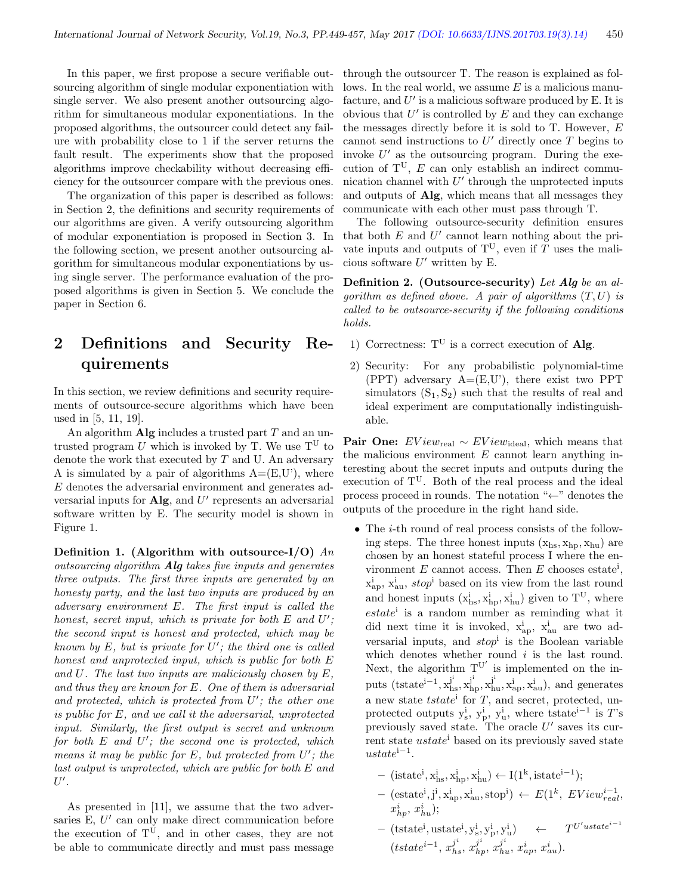In this paper, we first propose a secure verifiable outsourcing algorithm of single modular exponentiation with single server. We also present another outsourcing algorithm for simultaneous modular exponentiations. In the proposed algorithms, the outsourcer could detect any failure with probability close to 1 if the server returns the fault result. The experiments show that the proposed algorithms improve checkability without decreasing efficiency for the outsourcer compare with the previous ones.

The organization of this paper is described as follows: in Section 2, the definitions and security requirements of our algorithms are given. A verify outsourcing algorithm of modular exponentiation is proposed in Section 3. In the following section, we present another outsourcing algorithm for simultaneous modular exponentiations by using single server. The performance evaluation of the proposed algorithms is given in Section 5. We conclude the paper in Section 6.

## 2 Definitions and Security Requirements

In this section, we review definitions and security requirements of outsource-secure algorithms which have been used in [5, 11, 19].

An algorithm **Alg** includes a trusted part $T$ and an untrusted program $U$ which is invoked by T. We use $T^U$ to denote the work that executed by $T$ and U. An adversary A is simulated by a pair of algorithms A=(E,U'), where $E$ denotes the adversarial environment and generates adversarial inputs for **Alg**, and $U'$ represents an adversarial software written by E. The security model is shown in Figure 1.

**Definition 1. (Algorithm with outsource-I/O)** *An outsourcing algorithm **Alg** takes five inputs and generates three outputs. The first three inputs are generated by an honesty party, and the last two inputs are produced by an adversary environment $E$. The first input is called the honest, secret input, which is private for both E and $U'$; the second input is honest and protected, which may be known by E, but is private for $U'$; the third one is called honest and unprotected input, which is public for both E and U. The last two inputs are maliciously chosen by E, and thus they are known for E. One of them is adversarial and protected, which is protected from $U'$; the other one is public for E, and we call it the adversarial, unprotected input. Similarly, the first output is secret and unknown for both E and $U'$; the second one is protected, which means it may be public for E, but protected from $U'$; the last output is unprotected, which are public for both E and $U'$.*

As presented in [11], we assume that the two adversaries E, $U'$ can only make direct communication before the execution of $T^U$, and in other cases, they are not be able to communicate directly and must pass message through the outsourcer T. The reason is explained as follows. In the real world, we assume $E$ is a malicious manufacture, and $U'$ is a malicious software produced by E. It is obvious that $U'$ is controlled by $E$ and they can exchange the messages directly before it is sold to T. However, $E$ cannot send instructions to $U'$ directly once $T$ begins to invoke $U'$ as the outsourcing program. During the execution of $T^U$, $E$ can only establish an indirect communication channel with $U'$ through the unprotected inputs and outputs of **Alg**, which means that all messages they communicate with each other must pass through T.

The following outsource-security definition ensures that both $E$ and $U'$ cannot learn nothing about the private inputs and outputs of $T^U$, even if $T$ uses the malicious software $U'$ written by E.

**Definition 2. (Outsource-security)** *Let **Alg** be an algorithm as defined above. A pair of algorithms $(T,U)$ is called to be outsource-security if the following conditions holds.*

1) Correctness: $T^U$ is a correct execution of **Alg**.

2) Security: For any probabilistic polynomial-time (PPT) adversary A=(E,U'), there exist two PPT simulators $(S_1, S_2)$ such that the results of real and ideal experiment are computationally indistinguishable.

**Pair One:** $EView_{real} \sim EView_{ideal}$, which means that the malicious environment $E$ cannot learn anything interesting about the secret inputs and outputs during the execution of $T^U$. Both of the real process and the ideal process proceed in rounds. The notation "$\leftarrow$" denotes the outputs of the procedure in the right hand side.

- The $i$-th round of real process consists of the following steps. The three honest inputs $(x_{hs}, x_{hp}, x_{hu})$ are chosen by an honest stateful process I where the environment $E$ cannot access. Then $E$ chooses $estate^i$, $x^i_{ap}$, $x^i_{au}$, $stop^i$ based on its view from the last round and honest inputs $(x^i_{hs}, x^i_{hp}, x^i_{hu})$ given to $T^U$, where $estate^i$ is a random number as reminding what it did next time it is invoked, $x^i_{ap}$, $x^i_{au}$ are two adversarial inputs, and $stop^i$ is the Boolean variable which denotes whether round $i$ is the last round. Next, the algorithm $T^{U'}$ is implemented on the inputs $(tstate^{i-1}, x^{j^i}_{hs}, x^{j^i}_{hp}, x^{j^i}_{hu}, x^i_{ap}, x^i_{au})$, and generates a new state $tstate^i$ for $T$, and secret, protected, unprotected outputs $y^i_s$, $y^i_p$, $y^i_u$, where $tstate^{i-1}$ is $T$'s previously saved state. The oracle $U'$ saves its current state $ustate^i$ based on its previously saved state $ustate^{i-1}$.
  - $(istate^i, x^i_{hs}, x^i_{hp}, x^i_{hu}) \leftarrow I(1^k, istate^{i-1})$;
  - $(estate^i, j^i, x^i_{ap}, x^i_{au}, stop^i) \leftarrow E(1^k, EView^{i-1}_{real}, x^i_{hp}, x^i_{hu})$;
  - $(tstate^i, ustate^i, y^i_s, y^i_p, y^i_u) \leftarrow T^{U' ustate^{i-1}}(tstate^{i-1}, x^{j^i}_{hs}, x^{j^i}_{hp}, x^{j^i}_{hu}, x^i_{ap}, x^i_{au})$.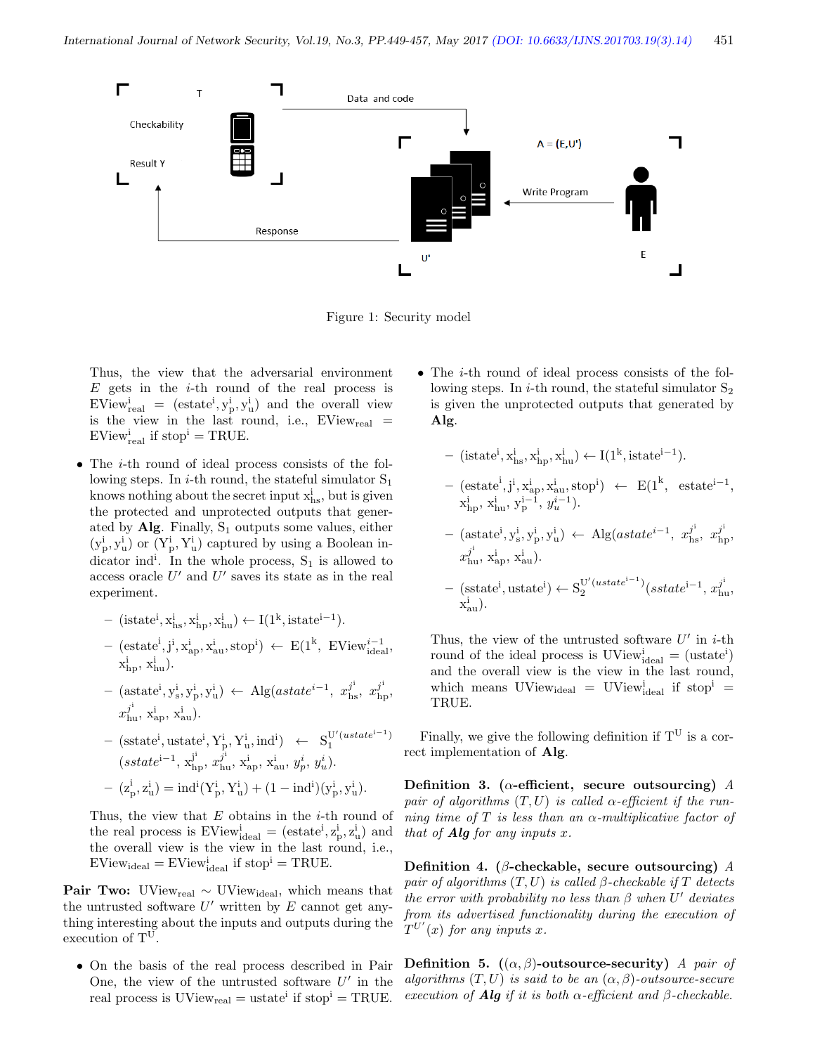Figure 1: Security model

Thus, the view that the adversarial environment $E$ gets in the $i$-th round of the real process is $\mathrm{EView}^{i}_{real} = (\mathrm{estate}^{i}, \mathrm{y}^{i}_{p}, \mathrm{y}^{i}_{u})$ and the overall view is the view in the last round, i.e., $\mathrm{EView}_{real} = \mathrm{EView}^{i}_{real}$ if $\mathrm{stop}^{i} = \mathrm{TRUE}$.

- The $i$-th round of ideal process consists of the following steps. In $i$-th round, the stateful simulator $S_1$ knows nothing about the secret input $\mathrm{x}^{i}_{hs}$, but is given the protected and unprotected outputs that generated by **Alg**. Finally, $S_1$ outputs some values, either $(\mathrm{y}^{i}_{p}, \mathrm{y}^{i}_{u})$ or $(\mathrm{Y}^{i}_{p}, \mathrm{Y}^{i}_{u})$ captured by using a Boolean indicator $\mathrm{ind}^{i}$. In the whole process, $S_1$ is allowed to access oracle $U'$ and $U'$ saves its state as in the real experiment.
  - $(\mathrm{istate}^{i}, \mathrm{x}^{i}_{hs}, \mathrm{x}^{i}_{hp}, \mathrm{x}^{i}_{hu}) \leftarrow \mathrm{I}(1^{k}, \mathrm{istate}^{i-1})$.
  - $(\mathrm{estate}^{i}, \mathrm{j}^{i}, \mathrm{x}^{i}_{ap}, \mathrm{x}^{i}_{au}, \mathrm{stop}^{i}) \leftarrow \mathrm{E}(1^{k}, \mathrm{EView}^{i-1}_{ideal}, \mathrm{x}^{i}_{hp}, \mathrm{x}^{i}_{hu})$.
  - $(\mathrm{astate}^{i}, \mathrm{y}^{i}_{s}, \mathrm{y}^{i}_{p}, \mathrm{y}^{i}_{u}) \leftarrow \mathrm{Alg}(astate^{i-1}, x^{j^{i}}_{hs}, x^{j^{i}}_{hp}, x^{j^{i}}_{hu}, \mathrm{x}^{i}_{ap}, \mathrm{x}^{i}_{au})$.
  - $(\mathrm{sstate}^{i}, \mathrm{ustate}^{i}, \mathrm{Y}^{i}_{p}, \mathrm{Y}^{i}_{u}, \mathrm{ind}^{i}) \leftarrow \mathrm{S}_1^{\mathrm{U}'(ustate^{i-1})}(sstate^{i-1}, \mathrm{x}^{j^{i}}_{hp}, x^{j^{i}}_{hu}, \mathrm{x}^{i}_{ap}, \mathrm{x}^{i}_{au}, y^{i}_{p}, y^{i}_{u})$.
  - $(\mathrm{z}^{i}_{p}, \mathrm{z}^{i}_{u}) = \mathrm{ind}^{i}(\mathrm{Y}^{i}_{p}, \mathrm{Y}^{i}_{u}) + (1 - \mathrm{ind}^{i})(\mathrm{y}^{i}_{p}, \mathrm{y}^{i}_{u})$.

  Thus, the view that $E$ obtains in the $i$-th round of the real process is $\mathrm{EView}^{i}_{ideal} = (\mathrm{estate}^{i}, \mathrm{z}^{i}_{p}, \mathrm{z}^{i}_{u})$ and the overall view is the view in the last round, i.e., $\mathrm{EView}_{ideal} = \mathrm{EView}^{i}_{ideal}$ if $\mathrm{stop}^{i} = \mathrm{TRUE}$.

**Pair Two:** $\mathrm{UView}_{real} \sim \mathrm{UView}_{ideal}$, which means that the untrusted software $U'$ written by $E$ cannot get anything interesting about the inputs and outputs during the execution of $\mathrm{T}^{\mathrm{U}}$.

- On the basis of the real process described in Pair One, the view of the untrusted software $U'$ in the real process is $\mathrm{UView}_{real} = \mathrm{ustate}^{i}$ if $\mathrm{stop}^{i} = \mathrm{TRUE}$.
- The $i$-th round of ideal process consists of the following steps. In $i$-th round, the stateful simulator $S_2$ is given the unprotected outputs that generated by **Alg**.
  - $(\mathrm{istate}^{i}, \mathrm{x}^{i}_{hs}, \mathrm{x}^{i}_{hp}, \mathrm{x}^{i}_{hu}) \leftarrow \mathrm{I}(1^{k}, \mathrm{istate}^{i-1})$.
  - $(\mathrm{estate}^{i}, \mathrm{j}^{i}, \mathrm{x}^{i}_{ap}, \mathrm{x}^{i}_{au}, \mathrm{stop}^{i}) \leftarrow \mathrm{E}(1^{k}, \mathrm{estate}^{i-1}, \mathrm{x}^{i}_{hp}, \mathrm{x}^{i}_{hu}, \mathrm{y}^{i-1}_{p}, y^{i-1}_{u})$.
  - $(\mathrm{astate}^{i}, \mathrm{y}^{i}_{s}, \mathrm{y}^{i}_{p}, \mathrm{y}^{i}_{u}) \leftarrow \mathrm{Alg}(astate^{i-1}, x^{j^{i}}_{hs}, x^{j^{i}}_{hp}, x^{j^{i}}_{hu}, \mathrm{x}^{i}_{ap}, \mathrm{x}^{i}_{au})$.
  - $(\mathrm{sstate}^{i}, \mathrm{ustate}^{i}) \leftarrow \mathrm{S}_2^{\mathrm{U}'(ustate^{i-1})}(sstate^{i-1}, x^{j^{i}}_{hu}, \mathrm{x}^{i}_{au})$.

  Thus, the view of the untrusted software $U'$ in $i$-th round of the ideal process is $\mathrm{UView}^{i}_{ideal} = (\mathrm{ustate}^{i})$ and the overall view is the view in the last round, which means $\mathrm{UView}_{ideal} = \mathrm{UView}^{i}_{ideal}$ if $\mathrm{stop}^{i} = \mathrm{TRUE}$.

Finally, we give the following definition if $\mathrm{T}^{\mathrm{U}}$ is a correct implementation of **Alg**.

**Definition 3.** **($\alpha$-efficient, secure outsourcing)** *A pair of algorithms $(T, U)$ is called $\alpha$-efficient if the running time of $T$ is less than an $\alpha$-multiplicative factor of that of **Alg** for any inputs $x$.*

**Definition 4.** **($\beta$-checkable, secure outsourcing)** *A pair of algorithms $(T, U)$ is called $\beta$-checkable if $T$ detects the error with probability no less than $\beta$ when $U'$ deviates from its advertised functionality during the execution of $T^{U'}(x)$ for any inputs $x$.*

**Definition 5.** **($(\alpha, \beta)$-outsource-security)** *A pair of algorithms $(T, U)$ is said to be an $(\alpha, \beta)$-outsource-secure execution of **Alg** if it is both $\alpha$-efficient and $\beta$-checkable.*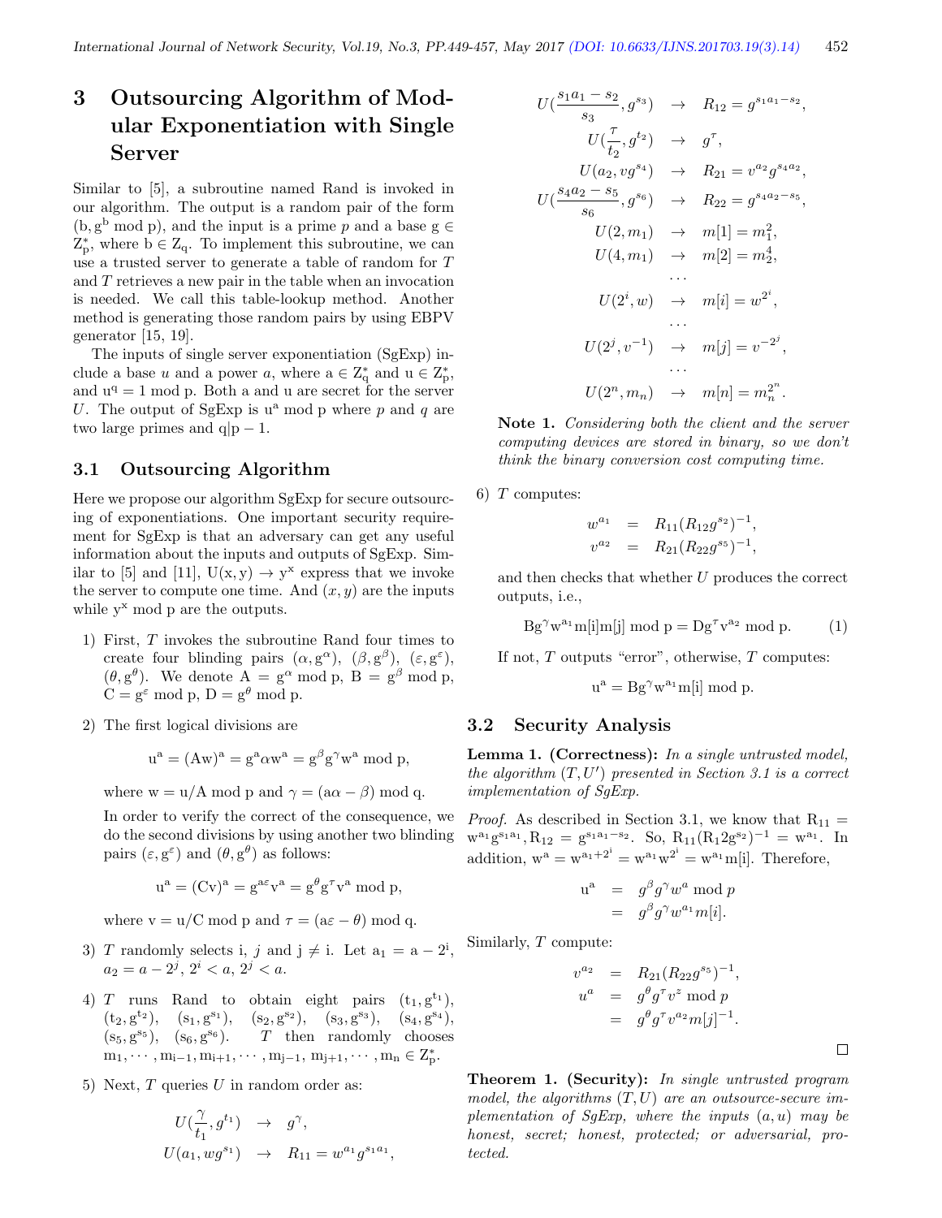# 3 Outsourcing Algorithm of Modular Exponentiation with Single Server

Similar to [5], a subroutine named Rand is invoked in our algorithm. The output is a random pair of the form $(b, g^b \bmod p)$, and the input is a prime $p$ and a base $g \in Z_p^*$, where $b \in Z_q$. To implement this subroutine, we can use a trusted server to generate a table of random for $T$ and $T$ retrieves a new pair in the table when an invocation is needed. We call this table-lookup method. Another method is generating those random pairs by using EBPV generator [15, 19].

The inputs of single server exponentiation (SgExp) include a base $u$ and a power $a$, where $a \in Z_q^*$ and $u \in Z_p^*$, and $u^q = 1 \bmod p$. Both a and u are secret for the server $U$. The output of SgExp is $u^a \bmod p$ where $p$ and $q$ are two large primes and $q|p-1$.

## 3.1 Outsourcing Algorithm

Here we propose our algorithm SgExp for secure outsourcing of exponentiations. One important security requirement for SgExp is that an adversary can get any useful information about the inputs and outputs of SgExp. Similar to [5] and [11], $U(x, y) \to y^x$ express that we invoke the server to compute one time. And $(x, y)$ are the inputs while $y^x \bmod p$ are the outputs.

1) First, $T$ invokes the subroutine Rand four times to create four blinding pairs $(\alpha, g^\alpha)$, $(\beta, g^\beta)$, $(\varepsilon, g^\varepsilon)$, $(\theta, g^\theta)$. We denote $A = g^\alpha \bmod p$, $B = g^\beta \bmod p$, $C = g^\varepsilon \bmod p$, $D = g^\theta \bmod p$.

2) The first logical divisions are

$$u^a = (Aw)^a = g^a \alpha w^a = g^\beta g^\gamma w^a \bmod p,$$

where $w = u/A \bmod p$ and $\gamma = (a\alpha - \beta) \bmod q$.

In order to verify the correct of the consequence, we do the second divisions by using another two blinding pairs $(\varepsilon, g^\varepsilon)$ and $(\theta, g^\theta)$ as follows:

$$u^a = (Cv)^a = g^{a\varepsilon} v^a = g^\theta g^\tau v^a \bmod p,$$

where $v = u/C \bmod p$ and $\tau = (a\varepsilon - \theta) \bmod q$.

3) $T$ randomly selects i, $j$ and $j \neq i$. Let $a_1 = a - 2^i$, $a_2 = a - 2^j$, $2^i < a$, $2^j < a$.

4) $T$ runs Rand to obtain eight pairs $(t_1, g^{t_1})$, $(t_2, g^{t_2})$, $(s_1, g^{s_1})$, $(s_2, g^{s_2})$, $(s_3, g^{s_3})$, $(s_4, g^{s_4})$, $(s_5, g^{s_5})$, $(s_6, g^{s_6})$. $T$ then randomly chooses $m_1, \cdots, m_{i-1}, m_{i+1}, \cdots, m_{j-1}, m_{j+1}, \cdots, m_n \in Z_p^*$.

5) Next, $T$ queries $U$ in random order as:

$$\begin{aligned}
U(\frac{\gamma}{t_1}, g^{t_1}) &\to g^\gamma, \\
U(a_1, wg^{s_1}) &\to R_{11} = w^{a_1} g^{s_1 a_1}, \\
U(\frac{s_1 a_1 - s_2}{s_3}, g^{s_3}) &\to R_{12} = g^{s_1 a_1 - s_2}, \\
U(\frac{\tau}{t_2}, g^{t_2}) &\to g^\tau, \\
U(a_2, vg^{s_4}) &\to R_{21} = v^{a_2} g^{s_4 a_2}, \\
U(\frac{s_4 a_2 - s_5}{s_6}, g^{s_6}) &\to R_{22} = g^{s_4 a_2 - s_5}, \\
U(2, m_1) &\to m[1] = m_1^2, \\
U(4, m_1) &\to m[2] = m_2^4, \\
&\cdots \\
U(2^i, w) &\to m[i] = w^{2^i}, \\
&\cdots \\
U(2^j, v^{-1}) &\to m[j] = v^{-2^j}, \\
&\cdots \\
U(2^n, m_n) &\to m[n] = m_n^{2^n}.
\end{aligned}$$

**Note 1.** *Considering both the client and the server computing devices are stored in binary, so we don't think the binary conversion cost computing time.*

6) $T$ computes:

$$\begin{aligned}
w^{a_1} &= R_{11}(R_{12} g^{s_2})^{-1}, \\
v^{a_2} &= R_{21}(R_{22} g^{s_5})^{-1},
\end{aligned}$$

and then checks that whether $U$ produces the correct outputs, i.e.,

$$Bg^\gamma w^{a_1} m[i] m[j] \bmod p = Dg^\tau v^{a_2} \bmod p. \qquad (1)$$

If not, $T$ outputs "error", otherwise, $T$ computes:

$$u^a = Bg^\gamma w^{a_1} m[i] \bmod p.$$

## 3.2 Security Analysis

**Lemma 1. (Correctness):** *In a single untrusted model, the algorithm $(T, U')$ presented in Section 3.1 is a correct implementation of SgExp.*

*Proof.* As described in Section 3.1, we know that $R_{11} = w^{a_1} g^{s_1 a_1}, R_{12} = g^{s_1 a_1 - s_2}$. So, $R_{11}(R_1 2 g^{s_2})^{-1} = w^{a_1}$. In addition, $w^a = w^{a_1 + 2^i} = w^{a_1} w^{2^i} = w^{a_1} m[i]$. Therefore,

$$\begin{aligned}
u^a &= g^\beta g^\gamma w^a \bmod p \\
&= g^\beta g^\gamma w^{a_1} m[i].
\end{aligned}$$

Similarly, $T$ compute:

$$\begin{aligned}
v^{a_2} &= R_{21}(R_{22} g^{s_5})^{-1}, \\
u^a &= g^\theta g^\tau v^z \bmod p \\
&= g^\theta g^\tau v^{a_2} m[j]^{-1}.
\end{aligned}$$

□

**Theorem 1. (Security):** *In single untrusted program model, the algorithms $(T, U)$ are an outsource-secure implementation of SgExp, where the inputs $(a, u)$ may be honest, secret; honest, protected; or adversarial, protected.*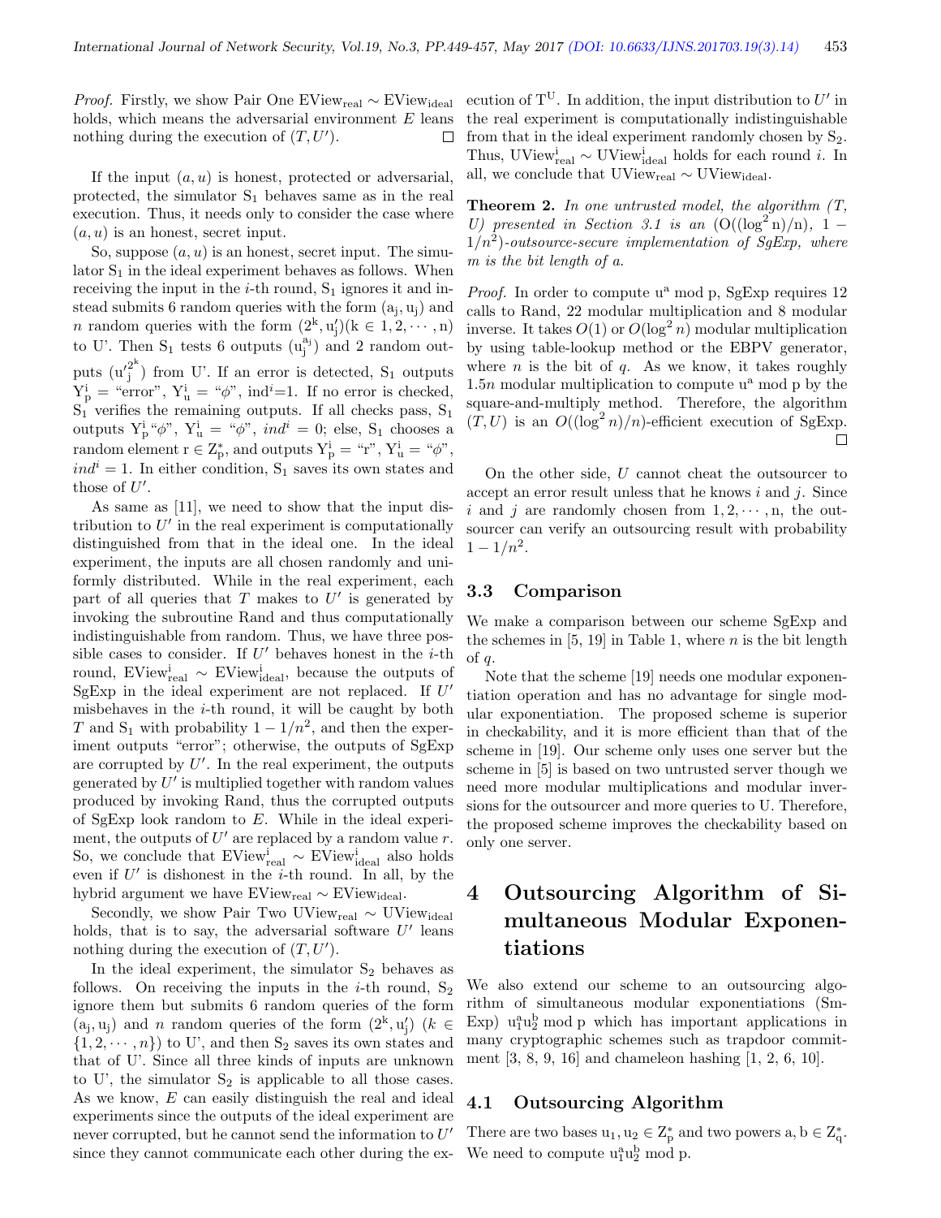*Proof.* Firstly, we show Pair One $\mathrm{EView_{real}} \sim \mathrm{EView_{ideal}}$ holds, which means the adversarial environment $E$ leans nothing during the execution of $(T, U')$. □

If the input $(a, u)$ is honest, protected or adversarial, protected, the simulator $S_1$ behaves same as in the real execution. Thus, it needs only to consider the case where $(a, u)$ is an honest, secret input.

So, suppose $(a, u)$ is an honest, secret input. The simulator $S_1$ in the ideal experiment behaves as follows. When receiving the input in the $i$-th round, $S_1$ ignores it and instead submits 6 random queries with the form $(a_j, u_j)$ and $n$ random queries with the form $(2^k, u_j')(k \in 1, 2, \cdots, n)$ to U'. Then $S_1$ tests 6 outputs $(u_j^{a_j})$ and 2 random outputs $(u_j'^{2^k})$ from U'. If an error is detected, $S_1$ outputs $Y_p^i$ = "error", $Y_u^i$ = "$\phi$", $ind^i$=1. If no error is checked, $S_1$ verifies the remaining outputs. If all checks pass, $S_1$ outputs $Y_p^i$"$\phi$", $Y_u^i$ = "$\phi$", $ind^i = 0$; else, $S_1$ chooses a random element $r \in Z_p^*$, and outputs $Y_p^i$ = "r", $Y_u^i$ = "$\phi$", $ind^i = 1$. In either condition, $S_1$ saves its own states and those of $U'$.

As same as [11], we need to show that the input distribution to $U'$ in the real experiment is computationally distinguished from that in the ideal one. In the ideal experiment, the inputs are all chosen randomly and uniformly distributed. While in the real experiment, each part of all queries that $T$ makes to $U'$ is generated by invoking the subroutine Rand and thus computationally indistinguishable from random. Thus, we have three possible cases to consider. If $U'$ behaves honest in the $i$-th round, $\mathrm{EView_{real}^i} \sim \mathrm{EView_{ideal}^i}$, because the outputs of SgExp in the ideal experiment are not replaced. If $U'$ misbehaves in the $i$-th round, it will be caught by both $T$ and $S_1$ with probability $1 - 1/n^2$, and then the experiment outputs "error"; otherwise, the outputs of SgExp are corrupted by $U'$. In the real experiment, the outputs generated by $U'$ is multiplied together with random values produced by invoking Rand, thus the corrupted outputs of SgExp look random to $E$. While in the ideal experiment, the outputs of $U'$ are replaced by a random value $r$. So, we conclude that $\mathrm{EView_{real}^i} \sim \mathrm{EView_{ideal}^i}$ also holds even if $U'$ is dishonest in the $i$-th round. In all, by the hybrid argument we have $\mathrm{EView_{real}} \sim \mathrm{EView_{ideal}}$.

Secondly, we show Pair Two $\mathrm{UView_{real}} \sim \mathrm{UView_{ideal}}$ holds, that is to say, the adversarial software $U'$ leans nothing during the execution of $(T, U')$.

In the ideal experiment, the simulator $S_2$ behaves as follows. On receiving the inputs in the $i$-th round, $S_2$ ignore them but submits 6 random queries of the form $(a_j, u_j)$ and $n$ random queries of the form $(2^k, u_j')$ ($k \in \{1, 2, \cdots, n\}$) to U', and then $S_2$ saves its own states and that of U'. Since all three kinds of inputs are unknown to U', the simulator $S_2$ is applicable to all those cases. As we know, $E$ can easily distinguish the real and ideal experiments since the outputs of the ideal experiment are never corrupted, but he cannot send the information to $U'$ since they cannot communicate each other during the execution of $T^U$. In addition, the input distribution to $U'$ in the real experiment is computationally indistinguishable from that in the ideal experiment randomly chosen by $S_2$. Thus, $\mathrm{UView_{real}^i} \sim \mathrm{UView_{ideal}^i}$ holds for each round $i$. In all, we conclude that $\mathrm{UView_{real}} \sim \mathrm{UView_{ideal}}$.

**Theorem 2.** *In one untrusted model, the algorithm (T, U) presented in Section 3.1 is an* $(O((\log^2 n)/n),\ 1 - 1/n^2)$*-outsource-secure implementation of SgExp, where* $m$ *is the bit length of* $a$.

*Proof.* In order to compute $u^a \bmod p$, SgExp requires 12 calls to Rand, 22 modular multiplication and 8 modular inverse. It takes $O(1)$ or $O(\log^2 n)$ modular multiplication by using table-lookup method or the EBPV generator, where $n$ is the bit of $q$. As we know, it takes roughly $1.5n$ modular multiplication to compute $u^a \bmod p$ by the square-and-multiply method. Therefore, the algorithm $(T, U)$ is an $O((\log^2 n)/n)$-efficient execution of SgExp. □

On the other side, $U$ cannot cheat the outsourcer to accept an error result unless that he knows $i$ and $j$. Since $i$ and $j$ are randomly chosen from $1, 2, \cdots, n$, the outsourcer can verify an outsourcing result with probability $1 - 1/n^2$.

### 3.3 Comparison

We make a comparison between our scheme SgExp and the schemes in [5, 19] in Table 1, where $n$ is the bit length of $q$.

Note that the scheme [19] needs one modular exponentiation operation and has no advantage for single modular exponentiation. The proposed scheme is superior in checkability, and it is more efficient than that of the scheme in [19]. Our scheme only uses one server but the scheme in [5] is based on two untrusted server though we need more modular multiplications and modular inversions for the outsourcer and more queries to U. Therefore, the proposed scheme improves the checkability based on only one server.

# 4 Outsourcing Algorithm of Simultaneous Modular Exponentiations

We also extend our scheme to an outsourcing algorithm of simultaneous modular exponentiations (SmExp) $u_1^a u_2^b \bmod p$ which has important applications in many cryptographic schemes such as trapdoor commitment [3, 8, 9, 16] and chameleon hashing [1, 2, 6, 10].

### 4.1 Outsourcing Algorithm

There are two bases $u_1, u_2 \in Z_p^*$ and two powers $a, b \in Z_q^*$. We need to compute $u_1^a u_2^b \bmod p$.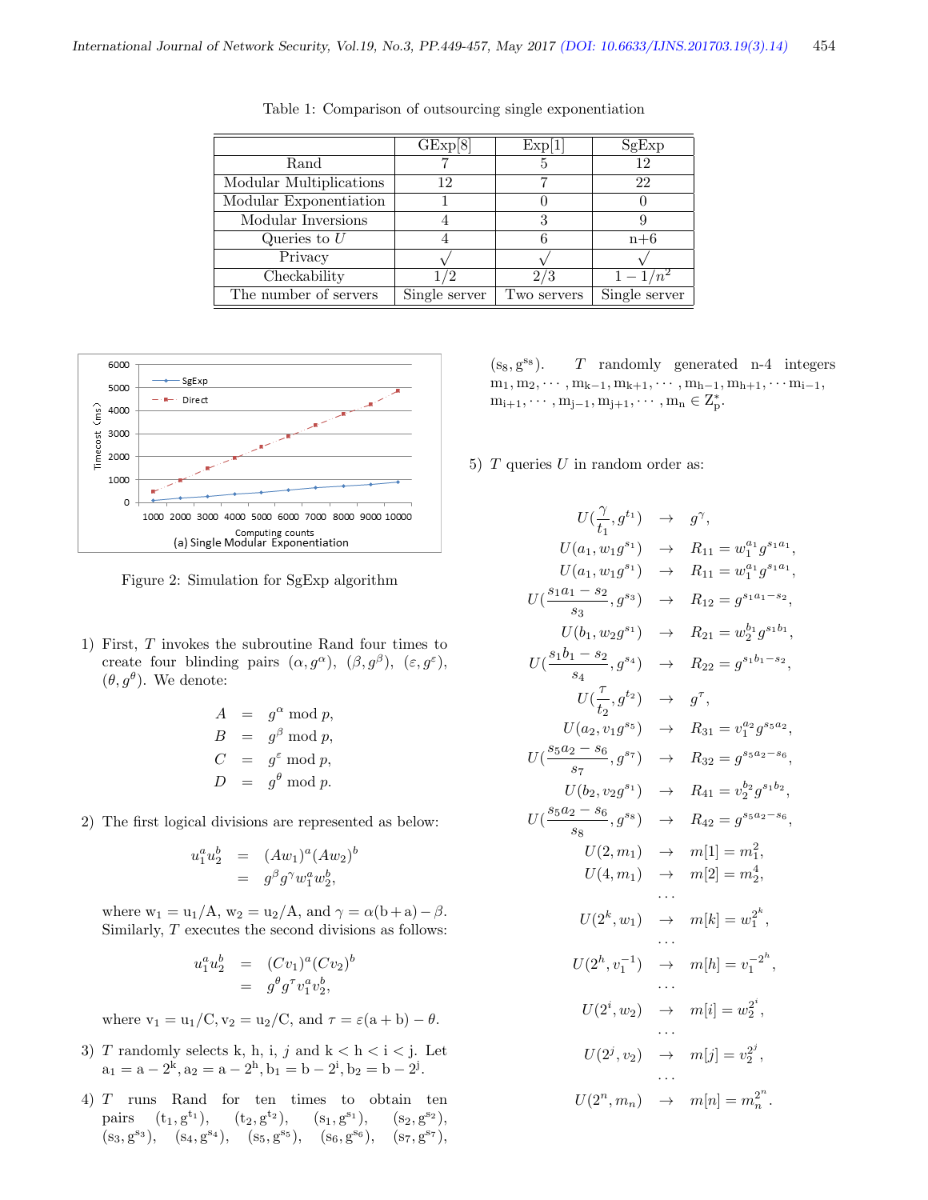Table 1: Comparison of outsourcing single exponentiation

| | GExp[8] | Exp[1] | SgExp |
|---|---|---|---|
| Rand | 7 | 5 | 12 |
| Modular Multiplications | 12 | 7 | 22 |
| Modular Exponentiation | 1 | 0 | 0 |
| Modular Inversions | 4 | 3 | 9 |
| Queries to $U$ | 4 | 6 | n+6 |
| Privacy | √ | √ | √ |
| Checkability | 1/2 | 2/3 | $1-1/n^2$ |
| The number of servers | Single server | Two servers | Single server |

Figure 2: Simulation for SgExp algorithm

1) First, $T$ invokes the subroutine Rand four times to create four blinding pairs $(\alpha, g^{\alpha})$, $(\beta, g^{\beta})$, $(\varepsilon, g^{\varepsilon})$, $(\theta, g^{\theta})$. We denote:

$$
\begin{aligned}
A &= g^{\alpha} \bmod p,\\
B &= g^{\beta} \bmod p,\\
C &= g^{\varepsilon} \bmod p,\\
D &= g^{\theta} \bmod p.
\end{aligned}
$$

2) The first logical divisions are represented as below:

$$
\begin{aligned}
u_1^a u_2^b &= (Aw_1)^a (Aw_2)^b\\
&= g^{\beta} g^{\gamma} w_1^a w_2^b,
\end{aligned}
$$

where $w_1 = u_1/A$, $w_2 = u_2/A$, and $\gamma = \alpha(b+a) - \beta$. Similarly, $T$ executes the second divisions as follows:

$$
\begin{aligned}
u_1^a u_2^b &= (Cv_1)^a (Cv_2)^b\\
&= g^{\theta} g^{\tau} v_1^a v_2^b,
\end{aligned}
$$

where $v_1 = u_1/C$, $v_2 = u_2/C$, and $\tau = \varepsilon(a+b) - \theta$.

3) $T$ randomly selects $k$, $h$, $i$, $j$ and $k < h < i < j$. Let $a_1 = a - 2^k$, $a_2 = a - 2^h$, $b_1 = b - 2^i$, $b_2 = b - 2^j$.

4) $T$ runs Rand for ten times to obtain ten pairs $(t_1, g^{t_1})$, $(t_2, g^{t_2})$, $(s_1, g^{s_1})$, $(s_2, g^{s_2})$, $(s_3, g^{s_3})$, $(s_4, g^{s_4})$, $(s_5, g^{s_5})$, $(s_6, g^{s_6})$, $(s_7, g^{s_7})$, $(s_8, g^{s_8})$. $T$ randomly generated n-4 integers $m_1, m_2, \cdots, m_{k-1}, m_{k+1}, \cdots, m_{h-1}, m_{h+1}, \cdots m_{i-1}, m_{i+1}, \cdots, m_{j-1}, m_{j+1}, \cdots, m_n \in Z_p^*$.

5) $T$ queries $U$ in random order as:

$$
\begin{aligned}
U(\frac{\gamma}{t_1}, g^{t_1}) &\rightarrow g^{\gamma},\\
U(a_1, w_1 g^{s_1}) &\rightarrow R_{11} = w_1^{a_1} g^{s_1 a_1},\\
U(a_1, w_1 g^{s_1}) &\rightarrow R_{11} = w_1^{a_1} g^{s_1 a_1},\\
U(\frac{s_1 a_1 - s_2}{s_3}, g^{s_3}) &\rightarrow R_{12} = g^{s_1 a_1 - s_2},\\
U(b_1, w_2 g^{s_1}) &\rightarrow R_{21} = w_2^{b_1} g^{s_1 b_1},\\
U(\frac{s_1 b_1 - s_2}{s_4}, g^{s_4}) &\rightarrow R_{22} = g^{s_1 b_1 - s_2},\\
U(\frac{\tau}{t_2}, g^{t_2}) &\rightarrow g^{\tau},\\
U(a_2, v_1 g^{s_5}) &\rightarrow R_{31} = v_1^{a_2} g^{s_5 a_2},\\
U(\frac{s_5 a_2 - s_6}{s_7}, g^{s_7}) &\rightarrow R_{32} = g^{s_5 a_2 - s_6},\\
U(b_2, v_2 g^{s_1}) &\rightarrow R_{41} = v_2^{b_2} g^{s_1 b_2},\\
U(\frac{s_5 a_2 - s_6}{s_8}, g^{s_8}) &\rightarrow R_{42} = g^{s_5 a_2 - s_6},\\
U(2, m_1) &\rightarrow m[1] = m_1^2,\\
U(4, m_1) &\rightarrow m[2] = m_2^4,\\
&\cdots\\
U(2^k, w_1) &\rightarrow m[k] = w_1^{2^k},\\
&\cdots\\
U(2^h, v_1^{-1}) &\rightarrow m[h] = v_1^{-2^h},\\
&\cdots\\
U(2^i, w_2) &\rightarrow m[i] = w_2^{2^i},\\
&\cdots\\
U(2^j, v_2) &\rightarrow m[j] = v_2^{2^j},\\
&\cdots\\
U(2^n, m_n) &\rightarrow m[n] = m_n^{2^n}.
\end{aligned}
$$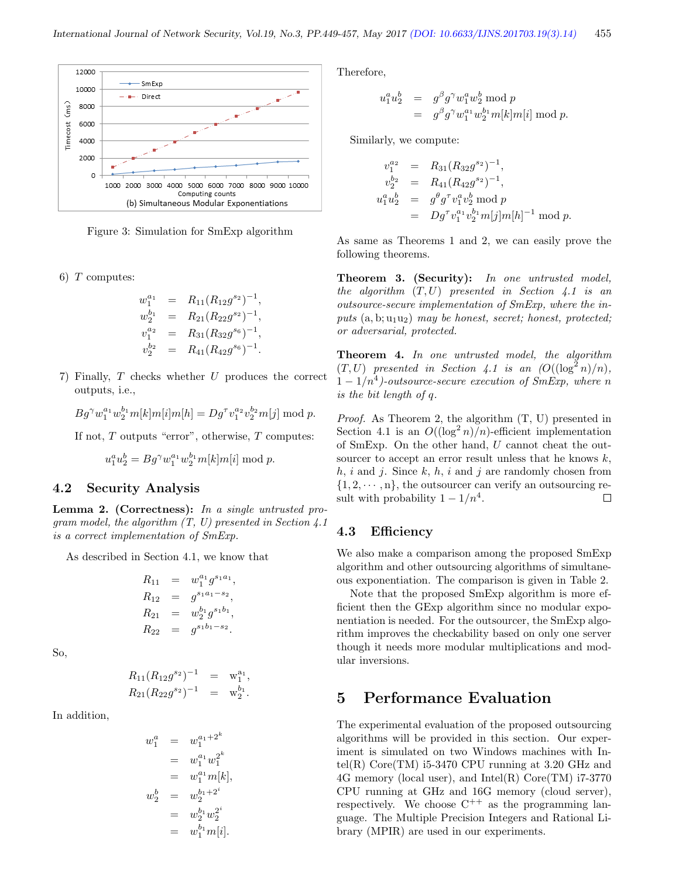Figure 3: Simulation for SmExp algorithm

6) $T$ computes:

$$
\begin{aligned}
w_1^{a_1} &= R_{11}(R_{12}g^{s_2})^{-1}, \\
w_2^{b_1} &= R_{21}(R_{22}g^{s_2})^{-1}, \\
v_1^{a_2} &= R_{31}(R_{32}g^{s_6})^{-1}, \\
v_2^{b_2} &= R_{41}(R_{42}g^{s_6})^{-1}.
\end{aligned}
$$

7) Finally, $T$ checks whether $U$ produces the correct outputs, i.e.,

$$Bg^{\gamma}w_1^{a_1}w_2^{b_1}m[k]m[i]m[h] = Dg^{\tau}v_1^{a_2}v_2^{b_2}m[j] \bmod p.$$

If not, $T$ outputs "error", otherwise, $T$ computes:

$$u_1^a u_2^b = Bg^{\gamma}w_1^{a_1}w_2^{b_1}m[k]m[i] \bmod p.$$

## 4.2 Security Analysis

**Lemma 2. (Correctness):** *In a single untrusted program model, the algorithm (T, U) presented in Section 4.1 is a correct implementation of SmExp.*

As described in Section 4.1, we know that

$$
\begin{aligned}
R_{11} &= w_1^{a_1}g^{s_1a_1}, \\
R_{12} &= g^{s_1a_1-s_2}, \\
R_{21} &= w_2^{b_1}g^{s_1b_1}, \\
R_{22} &= g^{s_1b_1-s_2}.
\end{aligned}
$$

So,

$$
\begin{aligned}
R_{11}(R_{12}g^{s_2})^{-1} &= \mathrm{w}_1^{\mathrm{a}_1}, \\
R_{21}(R_{22}g^{s_2})^{-1} &= \mathrm{w}_2^{b_1}.
\end{aligned}
$$

In addition,

$$
\begin{aligned}
w_1^a &= w_1^{a_1+2^k} \\
&= w_1^{a_1}w_1^{2^k} \\
&= w_1^{a_1}m[k], \\
w_2^b &= w_2^{b_1+2^i} \\
&= w_2^{b_1}w_2^{2^i} \\
&= w_1^{b_1}m[i].
\end{aligned}
$$

Therefore,

$$
\begin{aligned}
u_1^a u_2^b &= g^{\beta}g^{\gamma}w_1^a w_2^b \bmod p \\
&= g^{\beta}g^{\gamma}w_1^{a_1}w_2^{b_1}m[k]m[i] \bmod p.
\end{aligned}
$$

Similarly, we compute:

$$
\begin{aligned}
v_1^{a_2} &= R_{31}(R_{32}g^{s_2})^{-1}, \\
v_2^{b_2} &= R_{41}(R_{42}g^{s_2})^{-1}, \\
u_1^a u_2^b &= g^{\theta}g^{\tau}v_1^a v_2^b \bmod p \\
&= Dg^{\tau}v_1^{a_1}v_2^{b_1}m[j]m[h]^{-1} \bmod p.
\end{aligned}
$$

As same as Theorems 1 and 2, we can easily prove the following theorems.

**Theorem 3. (Security):** *In one untrusted model, the algorithm $(T, U)$ presented in Section 4.1 is an outsource-secure implementation of SmExp, where the inputs $(\mathrm{a}, \mathrm{b}; \mathrm{u}_1\mathrm{u}_2)$ may be honest, secret; honest, protected; or adversarial, protected.*

**Theorem 4.** *In one untrusted model, the algorithm $(T, U)$ presented in Section 4.1 is an $(O((\log^2 n)/n), 1-1/n^4)$-outsource-secure execution of SmExp, where $n$ is the bit length of $q$.*

*Proof.* As Theorem 2, the algorithm (T, U) presented in Section 4.1 is an $O((\log^2 n)/n)$-efficient implementation of SmExp. On the other hand, $U$ cannot cheat the outsourcer to accept an error result unless that he knows $k$, $h$, $i$ and $j$. Since $k$, $h$, $i$ and $j$ are randomly chosen from $\{1, 2, \cdots, \mathrm{n}\}$, the outsourcer can verify an outsourcing result with probability $1 - 1/n^4$. ☐

## 4.3 Efficiency

We also make a comparison among the proposed SmExp algorithm and other outsourcing algorithms of simultaneous exponentiation. The comparison is given in Table 2.

Note that the proposed SmExp algorithm is more efficient then the GExp algorithm since no modular exponentiation is needed. For the outsourcer, the SmExp algorithm improves the checkability based on only one server though it needs more modular multiplications and modular inversions.

# 5 Performance Evaluation

The experimental evaluation of the proposed outsourcing algorithms will be provided in this section. Our experiment is simulated on two Windows machines with Intel(R) Core(TM) i5-3470 CPU running at 3.20 GHz and 4G memory (local user), and Intel(R) Core(TM) i7-3770 CPU running at GHz and 16G memory (cloud server), respectively. We choose $\mathrm{C}^{++}$ as the programming language. The Multiple Precision Integers and Rational Library (MPIR) are used in our experiments.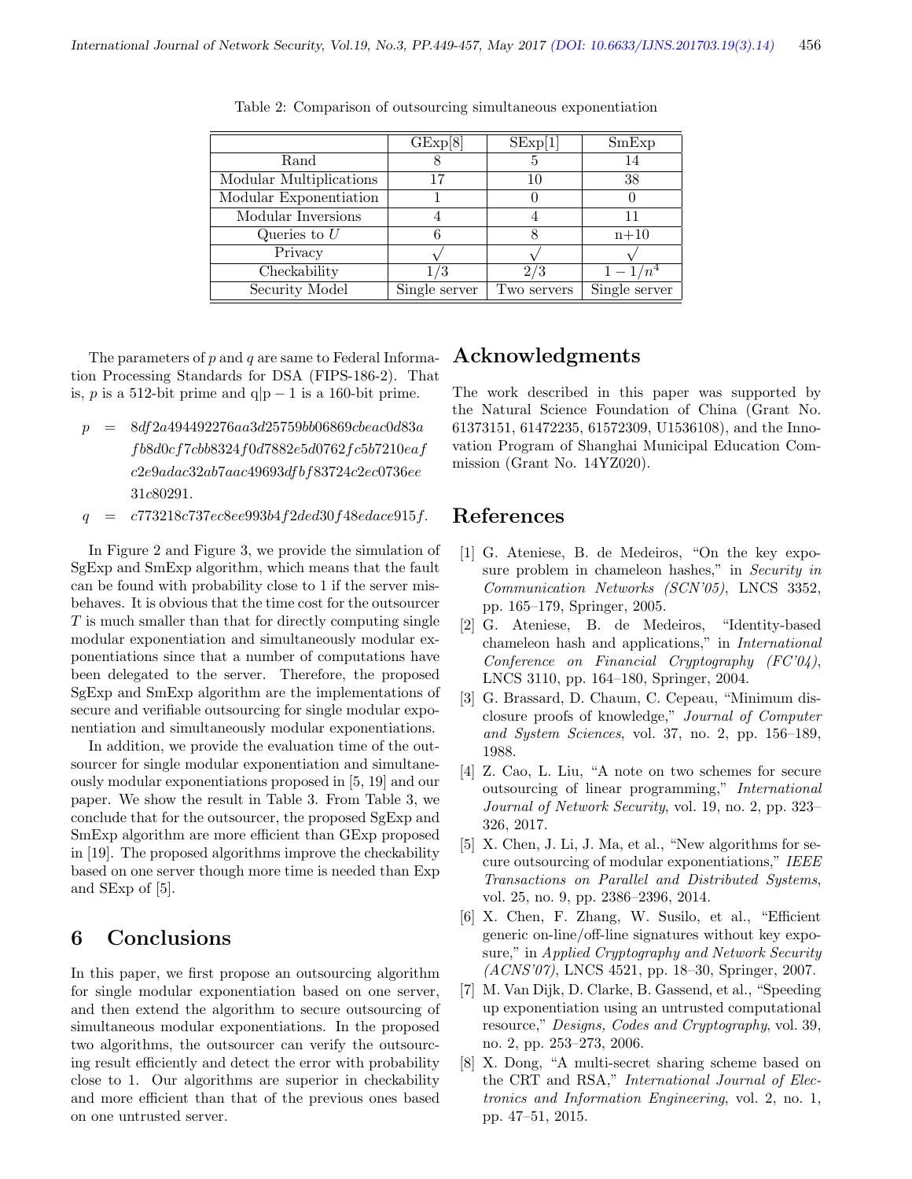Table 2: Comparison of outsourcing simultaneous exponentiation

| | GExp[8] | SExp[1] | SmExp |
|---|---|---|---|
| Rand | 8 | 5 | 14 |
| Modular Multiplications | 17 | 10 | 38 |
| Modular Exponentiation | 1 | 0 | 0 |
| Modular Inversions | 4 | 4 | 11 |
| Queries to $U$ | 6 | 8 | n+10 |
| Privacy | $\surd$ | $\surd$ | $\surd$ |
| Checkability | 1/3 | 2/3 | $1-1/n^4$ |
| Security Model | Single server | Two servers | Single server |

The parameters of $p$ and $q$ are same to Federal Information Processing Standards for DSA (FIPS-186-2). That is, $p$ is a 512-bit prime and q|p − 1 is a 160-bit prime.

$$
\begin{aligned}
p &= 8df2a494492276aa3d25759bb06869cbeac0d83a \\
&\quad fb8d0cf7cbb8324f0d7882e5d0762fc5b7210eaf \\
&\quad c2e9adac32ab7aac49693dfbf83724c2ec0736ee \\
&\quad 31c80291. \\
q &= c773218c737ec8ee993b4f2ded30f48edace915f.
\end{aligned}
$$

In Figure 2 and Figure 3, we provide the simulation of SgExp and SmExp algorithm, which means that the fault can be found with probability close to 1 if the server misbehaves. It is obvious that the time cost for the outsourcer $T$ is much smaller than that for directly computing single modular exponentiation and simultaneously modular exponentiations since that a number of computations have been delegated to the server. Therefore, the proposed SgExp and SmExp algorithm are the implementations of secure and verifiable outsourcing for single modular exponentiation and simultaneously modular exponentiations.

In addition, we provide the evaluation time of the outsourcer for single modular exponentiation and simultaneously modular exponentiations proposed in [5, 19] and our paper. We show the result in Table 3. From Table 3, we conclude that for the outsourcer, the proposed SgExp and SmExp algorithm are more efficient than GExp proposed in [19]. The proposed algorithms improve the checkability based on one server though more time is needed than Exp and SExp of [5].

## 6 Conclusions

In this paper, we first propose an outsourcing algorithm for single modular exponentiation based on one server, and then extend the algorithm to secure outsourcing of simultaneous modular exponentiations. In the proposed two algorithms, the outsourcer can verify the outsourcing result efficiently and detect the error with probability close to 1. Our algorithms are superior in checkability and more efficient than that of the previous ones based on one untrusted server.

## Acknowledgments

The work described in this paper was supported by the Natural Science Foundation of China (Grant No. 61373151, 61472235, 61572309, U1536108), and the Innovation Program of Shanghai Municipal Education Commission (Grant No. 14YZ020).

## References

[1] G. Ateniese, B. de Medeiros, "On the key exposure problem in chameleon hashes," in *Security in Communication Networks (SCN'05)*, LNCS 3352, pp. 165–179, Springer, 2005.

[2] G. Ateniese, B. de Medeiros, "Identity-based chameleon hash and applications," in *International Conference on Financial Cryptography (FC'04)*, LNCS 3110, pp. 164–180, Springer, 2004.

[3] G. Brassard, D. Chaum, C. Cepeau, "Minimum disclosure proofs of knowledge," *Journal of Computer and System Sciences*, vol. 37, no. 2, pp. 156–189, 1988.

[4] Z. Cao, L. Liu, "A note on two schemes for secure outsourcing of linear programming," *International Journal of Network Security*, vol. 19, no. 2, pp. 323–326, 2017.

[5] X. Chen, J. Li, J. Ma, et al., "New algorithms for secure outsourcing of modular exponentiations," *IEEE Transactions on Parallel and Distributed Systems*, vol. 25, no. 9, pp. 2386–2396, 2014.

[6] X. Chen, F. Zhang, W. Susilo, et al., "Efficient generic on-line/off-line signatures without key exposure," in *Applied Cryptography and Network Security (ACNS'07)*, LNCS 4521, pp. 18–30, Springer, 2007.

[7] M. Van Dijk, D. Clarke, B. Gassend, et al., "Speeding up exponentiation using an untrusted computational resource," *Designs, Codes and Cryptography*, vol. 39, no. 2, pp. 253–273, 2006.

[8] X. Dong, "A multi-secret sharing scheme based on the CRT and RSA," *International Journal of Electronics and Information Engineering*, vol. 2, no. 1, pp. 47–51, 2015.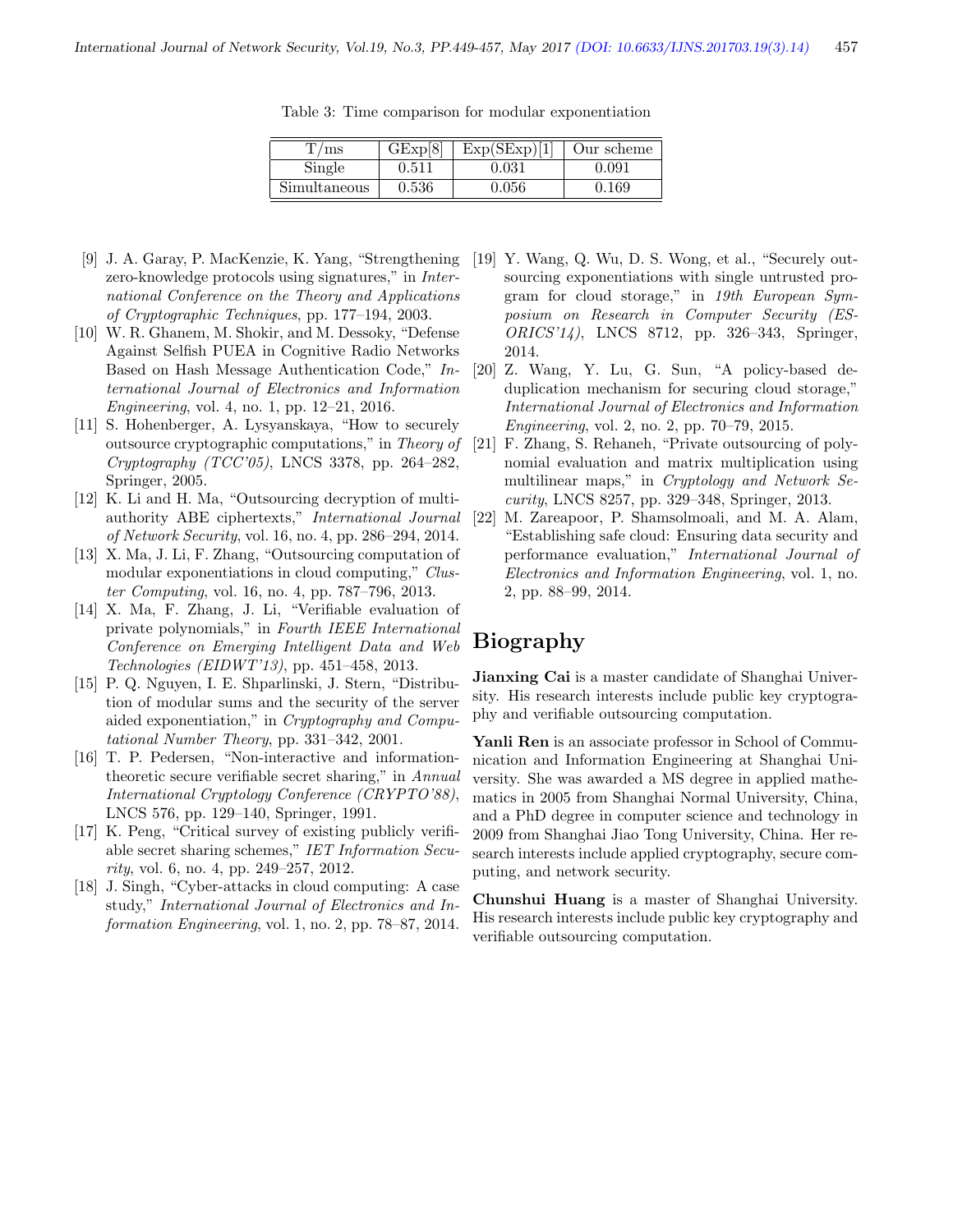Table 3: Time comparison for modular exponentiation

| T/ms | GExp[8] | Exp(SExp)[1] | Our scheme |
|---|---|---|---|
| Single | 0.511 | 0.031 | 0.091 |
| Simultaneous | 0.536 | 0.056 | 0.169 |

[9] J. A. Garay, P. MacKenzie, K. Yang, "Strengthening zero-knowledge protocols using signatures," in *International Conference on the Theory and Applications of Cryptographic Techniques*, pp. 177–194, 2003.

[10] W. R. Ghanem, M. Shokir, and M. Dessoky, "Defense Against Selfish PUEA in Cognitive Radio Networks Based on Hash Message Authentication Code," *International Journal of Electronics and Information Engineering*, vol. 4, no. 1, pp. 12–21, 2016.

[11] S. Hohenberger, A. Lysyanskaya, "How to securely outsource cryptographic computations," in *Theory of Cryptography (TCC'05)*, LNCS 3378, pp. 264–282, Springer, 2005.

[12] K. Li and H. Ma, "Outsourcing decryption of multi-authority ABE ciphertexts," *International Journal of Network Security*, vol. 16, no. 4, pp. 286–294, 2014.

[13] X. Ma, J. Li, F. Zhang, "Outsourcing computation of modular exponentiations in cloud computing," *Cluster Computing*, vol. 16, no. 4, pp. 787–796, 2013.

[14] X. Ma, F. Zhang, J. Li, "Verifiable evaluation of private polynomials," in *Fourth IEEE International Conference on Emerging Intelligent Data and Web Technologies (EIDWT'13)*, pp. 451–458, 2013.

[15] P. Q. Nguyen, I. E. Shparlinski, J. Stern, "Distribution of modular sums and the security of the server aided exponentiation," in *Cryptography and Computational Number Theory*, pp. 331–342, 2001.

[16] T. P. Pedersen, "Non-interactive and information-theoretic secure verifiable secret sharing," in *Annual International Cryptology Conference (CRYPTO'88)*, LNCS 576, pp. 129–140, Springer, 1991.

[17] K. Peng, "Critical survey of existing publicly verifiable secret sharing schemes," *IET Information Security*, vol. 6, no. 4, pp. 249–257, 2012.

[18] J. Singh, "Cyber-attacks in cloud computing: A case study," *International Journal of Electronics and Information Engineering*, vol. 1, no. 2, pp. 78–87, 2014.

[19] Y. Wang, Q. Wu, D. S. Wong, et al., "Securely outsourcing exponentiations with single untrusted program for cloud storage," in *19th European Symposium on Research in Computer Security (ESORICS'14)*, LNCS 8712, pp. 326–343, Springer, 2014.

[20] Z. Wang, Y. Lu, G. Sun, "A policy-based deduplication mechanism for securing cloud storage," *International Journal of Electronics and Information Engineering*, vol. 2, no. 2, pp. 70–79, 2015.

[21] F. Zhang, S. Rehaneh, "Private outsourcing of polynomial evaluation and matrix multiplication using multilinear maps," in *Cryptology and Network Security*, LNCS 8257, pp. 329–348, Springer, 2013.

[22] M. Zareapoor, P. Shamsolmoali, and M. A. Alam, "Establishing safe cloud: Ensuring data security and performance evaluation," *International Journal of Electronics and Information Engineering*, vol. 1, no. 2, pp. 88–99, 2014.

# Biography

**Jianxing Cai** is a master candidate of Shanghai University. His research interests include public key cryptography and verifiable outsourcing computation.

**Yanli Ren** is an associate professor in School of Communication and Information Engineering at Shanghai University. She was awarded a MS degree in applied mathematics in 2005 from Shanghai Normal University, China, and a PhD degree in computer science and technology in 2009 from Shanghai Jiao Tong University, China. Her research interests include applied cryptography, secure computing, and network security.

**Chunshui Huang** is a master of Shanghai University. His research interests include public key cryptography and verifiable outsourcing computation.